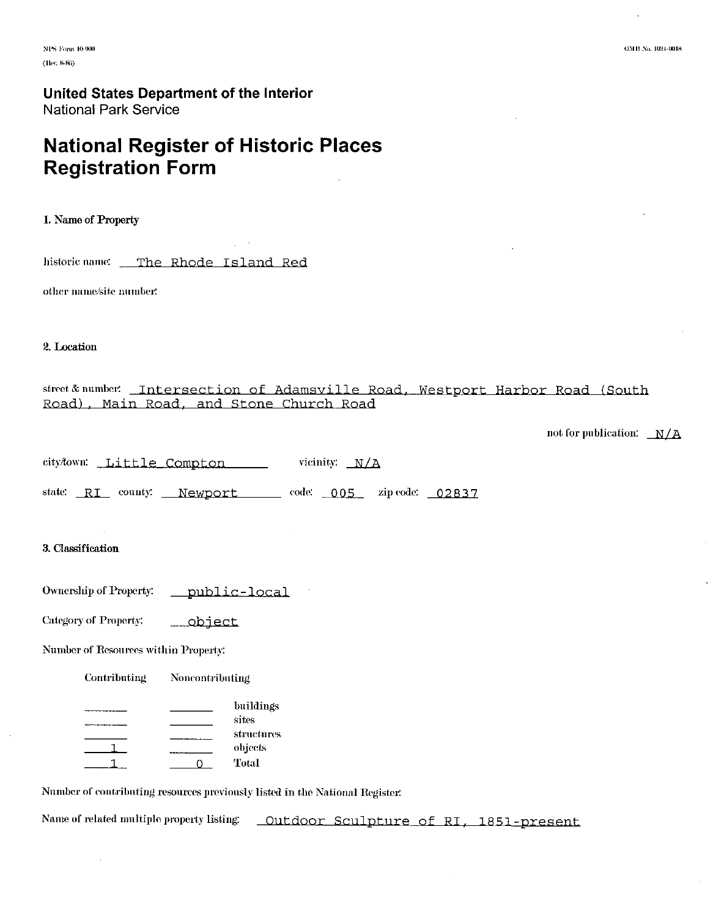NPS Form 10-900
(Rev. 8-86)

OMB No. 1024-0018

**United States Department of the Interior**
National Park Service

# National Register of Historic Places Registration Form

## 1. Name of Property

historic name: The Rhode Island Red

other name/site number:

## 2. Location

street & number: Intersection of Adamsville Road, Westport Harbor Road (South Road), Main Road, and Stone Church Road

not for publication: N/A

city/town: Little Compton vicinity: N/A

state: RI county: Newport code: 005 zip code: 02837

## 3. Classification

Ownership of Property: public-local

Category of Property: object

Number of Resources within Property:

| Contributing | Noncontributing | |
|---|---|---|
| | | buildings |
| | | sites |
| | | structures |
| 1 | | objects |
| 1 | 0 | Total |

Number of contributing resources previously listed in the National Register:

Name of related multiple property listing: Outdoor Sculpture of RI, 1851-present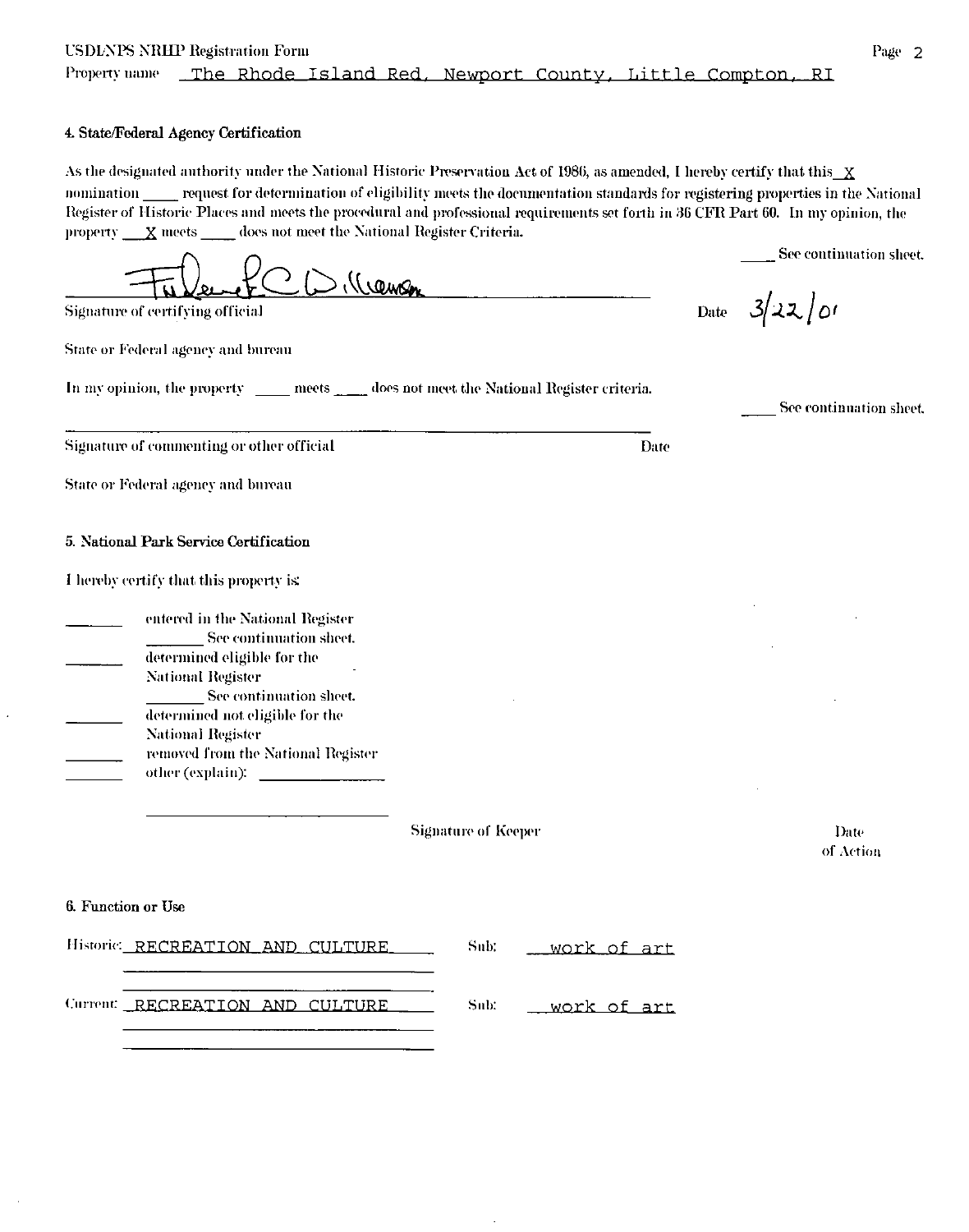Property name The Rhode Island Red, Newport County, Little Compton, RI

### 4. State/Federal Agency Certification

As the designated authority under the National Historic Preservation Act of 1986, as amended, I hereby certify that this X nomination ____ request for determination of eligibility meets the documentation standards for registering properties in the National Register of Historic Places and meets the procedural and professional requirements set forth in 36 CFR Part 60. In my opinion, the property X meets ____ does not meet the National Register Criteria.

____ See continuation sheet.

Signature of certifying official — Date 3/22/01

State or Federal agency and bureau

In my opinion, the property ____ meets ____ does not meet the National Register criteria.

____ See continuation sheet.

Signature of commenting or other official — Date

State or Federal agency and bureau

### 5. National Park Service Certification

I hereby certify that this property is:

- ____ entered in the National Register
  - ____ See continuation sheet.
- ____ determined eligible for the National Register
  - ____ See continuation sheet.
- ____ determined not eligible for the National Register
- ____ removed from the National Register
- ____ other (explain): ____________

Signature of Keeper — Date of Action

### 6. Function or Use

Historic: RECREATION AND CULTURE — Sub: work of art

Current: RECREATION AND CULTURE — Sub: work of art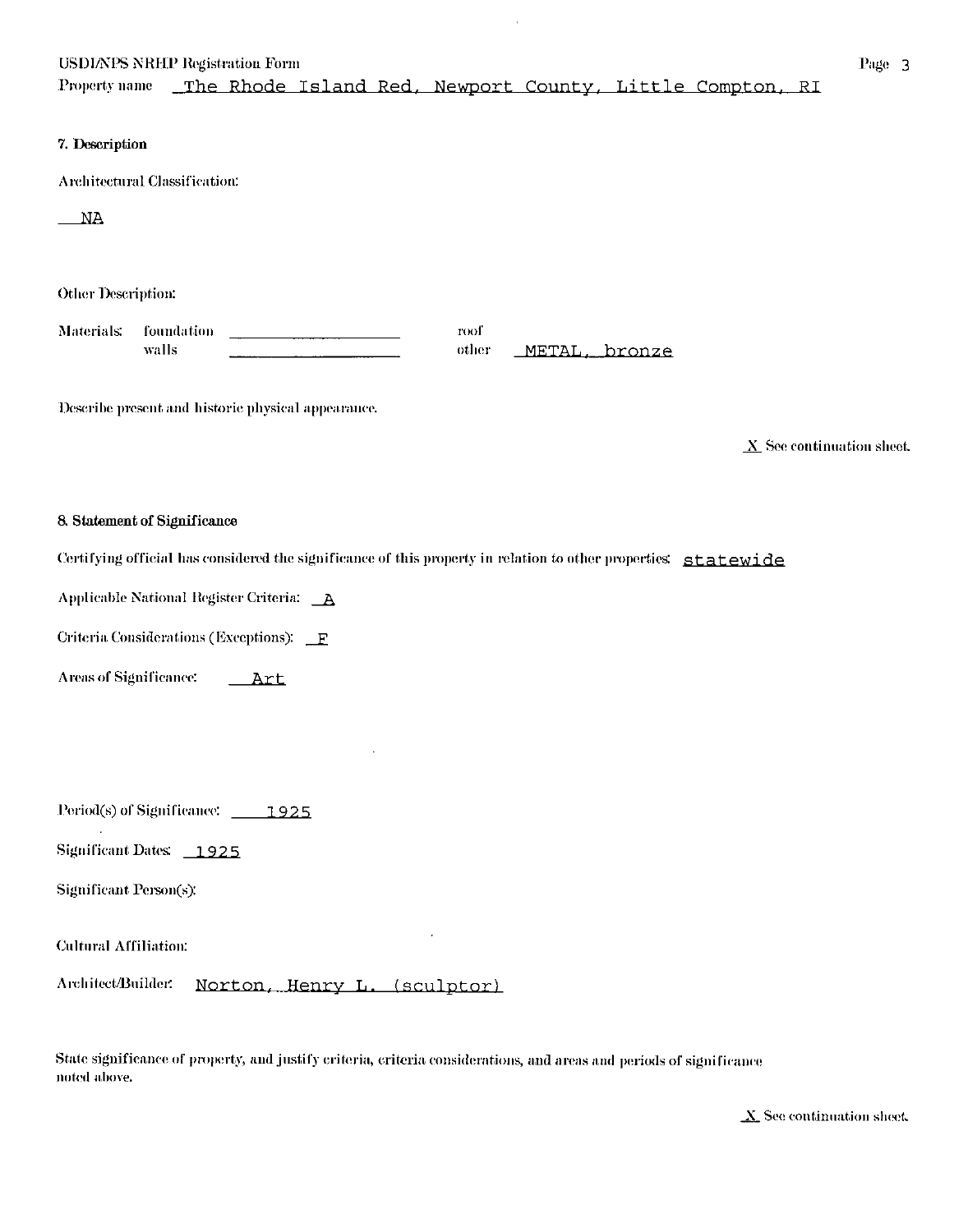Property name The Rhode Island Red, Newport County, Little Compton, RI

### 7. Description

Architectural Classification:

NA

Other Description:

| Materials: | | | |
|---|---|---|---|
| foundation | | roof | |
| walls | | other | METAL, bronze |

Describe present and historic physical appearance.

X See continuation sheet.

### 8. Statement of Significance

Certifying official has considered the significance of this property in relation to other properties: statewide

Applicable National Register Criteria: A

Criteria Considerations (Exceptions): F

Areas of Significance: Art

Period(s) of Significance: 1925

Significant Dates: 1925

Significant Person(s):

Cultural Affiliation:

Architect/Builder: Norton, Henry L. (sculptor)

State significance of property, and justify criteria, criteria considerations, and areas and periods of significance noted above.

X See continuation sheet.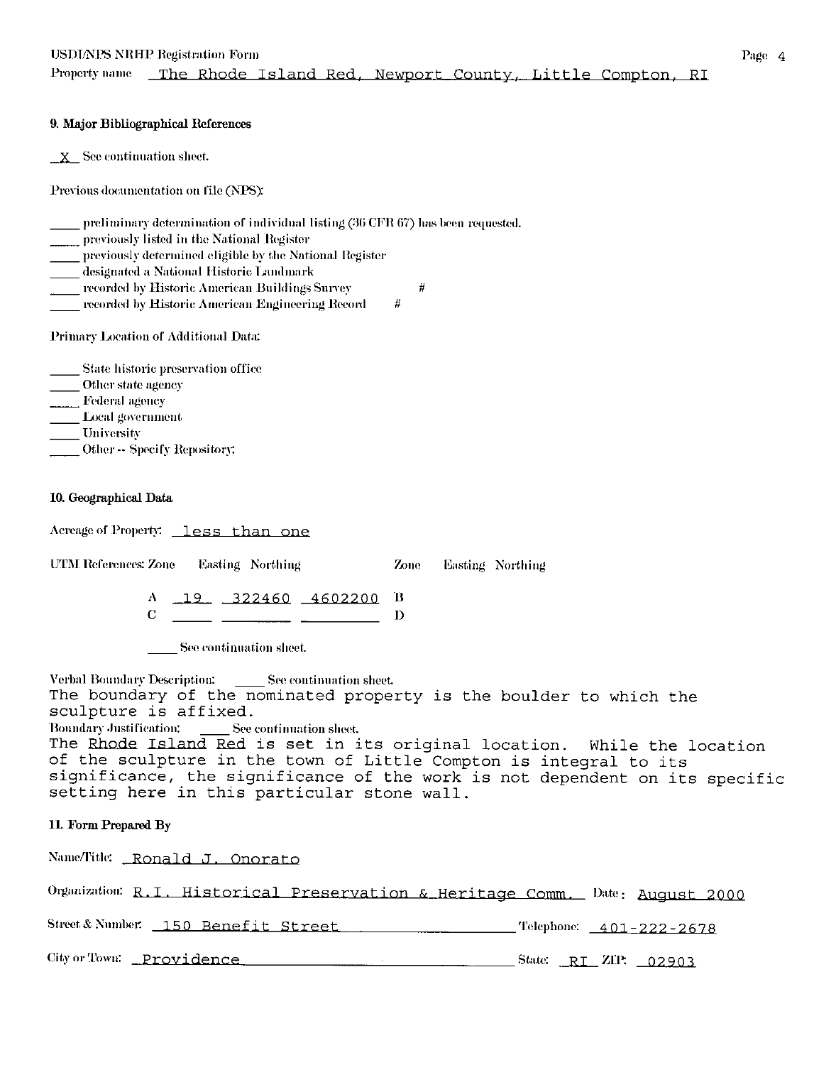Property name The Rhode Island Red, Newport County, Little Compton, RI

## 9. Major Bibliographical References

_X_ See continuation sheet.

Previous documentation on file (NPS):

____ preliminary determination of individual listing (36 CFR 67) has been requested.
____ previously listed in the National Register
____ previously determined eligible by the National Register
____ designated a National Historic Landmark
____ recorded by Historic American Buildings Survey #
____ recorded by Historic American Engineering Record #

Primary Location of Additional Data:

____ State historic preservation office
____ Other state agency
____ Federal agency
____ Local government
____ University
____ Other -- Specify Repository:

## 10. Geographical Data

Acreage of Property: less than one

UTM References:

| | Zone | Easting | Northing | | Zone | Easting | Northing |
|---|---|---|---|---|---|---|---|
| A | 19 | 322460 | 4602200 | B | | | |
| C | | | | D | | | |

____ See continuation sheet.

Verbal Boundary Description: ____ See continuation sheet.
The boundary of the nominated property is the boulder to which the sculpture is affixed.

Boundary Justification: ____ See continuation sheet.
The Rhode Island Red is set in its original location. While the location of the sculpture in the town of Little Compton is integral to its significance, the significance of the work is not dependent on its specific setting here in this particular stone wall.

## 11. Form Prepared By

Name/Title: Ronald J. Onorato

Organization: R.I. Historical Preservation & Heritage Comm. Date: August 2000

Street & Number: 150 Benefit Street Telephone: 401-222-2678

City or Town: Providence State: RI ZIP: 02903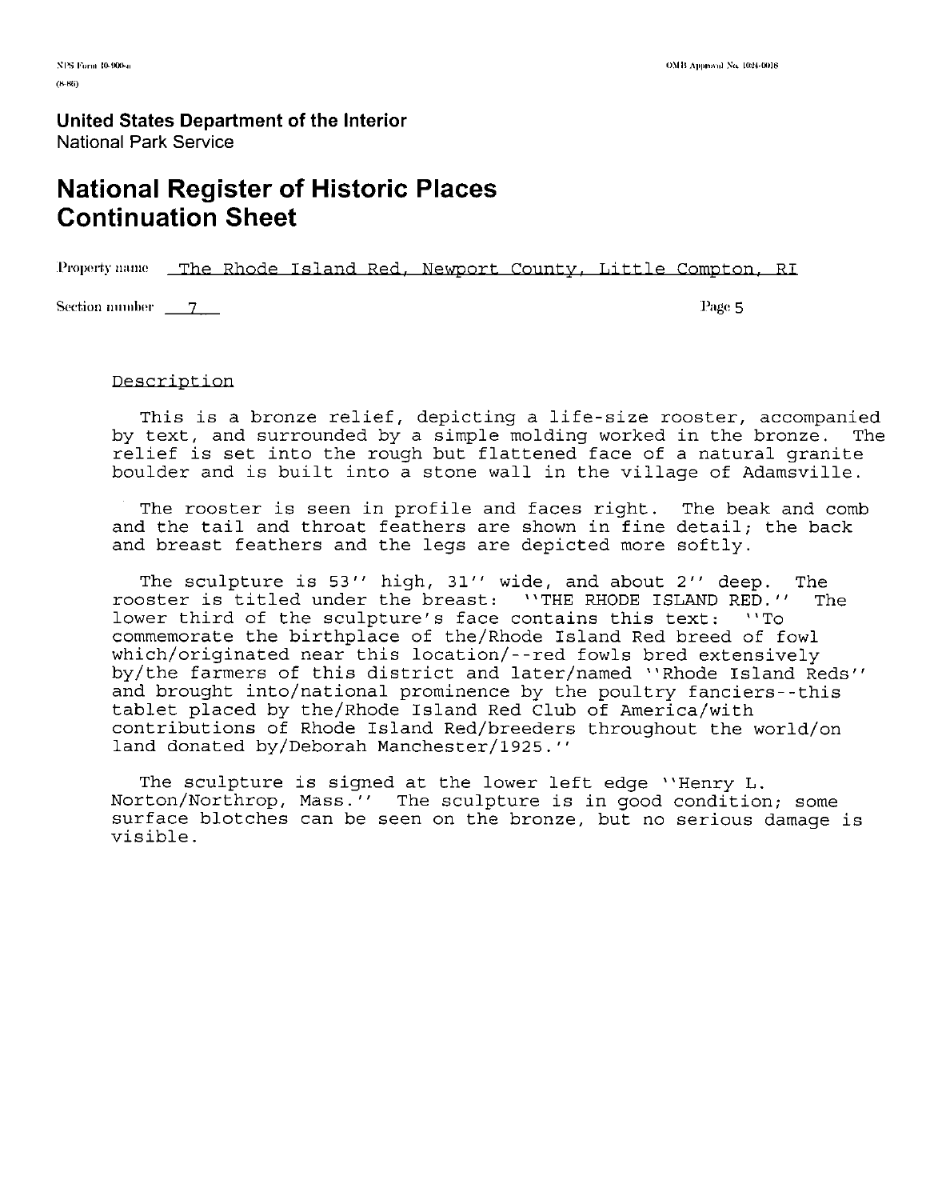**United States Department of the Interior**
National Park Service

# National Register of Historic Places Continuation Sheet

Property name The Rhode Island Red, Newport County, Little Compton, RI

Section number 7

Page 5

Description

This is a bronze relief, depicting a life-size rooster, accompanied by text, and surrounded by a simple molding worked in the bronze. The relief is set into the rough but flattened face of a natural granite boulder and is built into a stone wall in the village of Adamsville.

The rooster is seen in profile and faces right. The beak and comb and the tail and throat feathers are shown in fine detail; the back and breast feathers and the legs are depicted more softly.

The sculpture is 53'' high, 31'' wide, and about 2'' deep. The rooster is titled under the breast: ''THE RHODE ISLAND RED.'' The lower third of the sculpture's face contains this text: ''To commemorate the birthplace of the/Rhode Island Red breed of fowl which/originated near this location/--red fowls bred extensively by/the farmers of this district and later/named ''Rhode Island Reds'' and brought into/national prominence by the poultry fanciers--this tablet placed by the/Rhode Island Red Club of America/with contributions of Rhode Island Red/breeders throughout the world/on land donated by/Deborah Manchester/1925.''

The sculpture is signed at the lower left edge ''Henry L. Norton/Northrop, Mass.'' The sculpture is in good condition; some surface blotches can be seen on the bronze, but no serious damage is visible.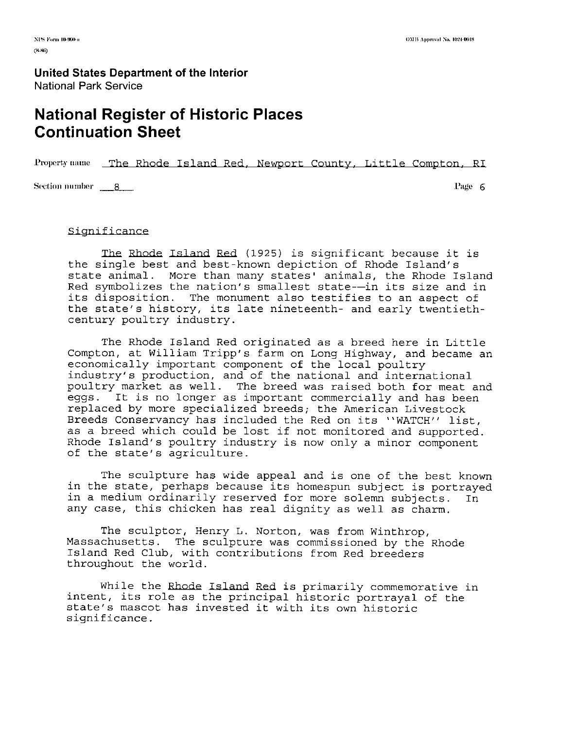NPS Form 10-900-a
(8-86)

OMB Approval No. 1024-0018

**United States Department of the Interior**
National Park Service

# National Register of Historic Places Continuation Sheet

Property name The Rhode Island Red, Newport County, Little Compton, RI

Section number 8 Page 6

## Significance

*The Rhode Island Red* (1925) is significant because it is the single best and best-known depiction of Rhode Island's state animal. More than many states' animals, the Rhode Island Red symbolizes the nation's smallest state--in its size and in its disposition. The monument also testifies to an aspect of the state's history, its late nineteenth- and early twentieth-century poultry industry.

The Rhode Island Red originated as a breed here in Little Compton, at William Tripp's farm on Long Highway, and became an economically important component of the local poultry industry's production, and of the national and international poultry market as well. The breed was raised both for meat and eggs. It is no longer as important commercially and has been replaced by more specialized breeds; the American Livestock Breeds Conservancy has included the Red on its ''WATCH'' list, as a breed which could be lost if not monitored and supported. Rhode Island's poultry industry is now only a minor component of the state's agriculture.

The sculpture has wide appeal and is one of the best known in the state, perhaps because its homespun subject is portrayed in a medium ordinarily reserved for more solemn subjects. In any case, this chicken has real dignity as well as charm.

The sculptor, Henry L. Norton, was from Winthrop, Massachusetts. The sculpture was commissioned by the Rhode Island Red Club, with contributions from Red breeders throughout the world.

While the *Rhode Island Red* is primarily commemorative in intent, its role as the principal historic portrayal of the state's mascot has invested it with its own historic significance.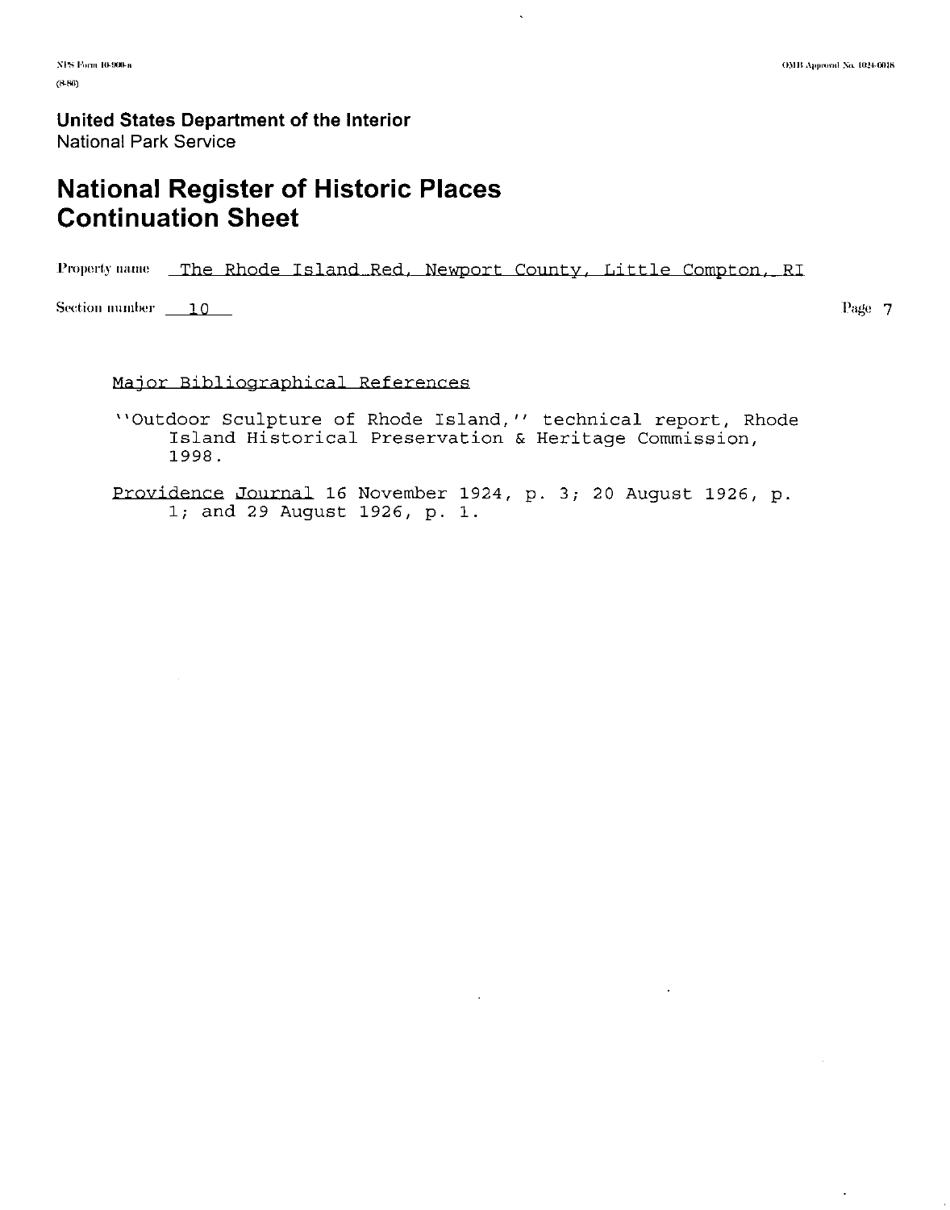United States Department of the Interior
National Park Service

# National Register of Historic Places Continuation Sheet

Property name: The Rhode Island Red, Newport County, Little Compton, RI

Section number: 10

## Major Bibliographical References

''Outdoor Sculpture of Rhode Island,'' technical report, Rhode Island Historical Preservation & Heritage Commission, 1998.

Providence Journal 16 November 1924, p. 3; 20 August 1926, p. 1; and 29 August 1926, p. 1.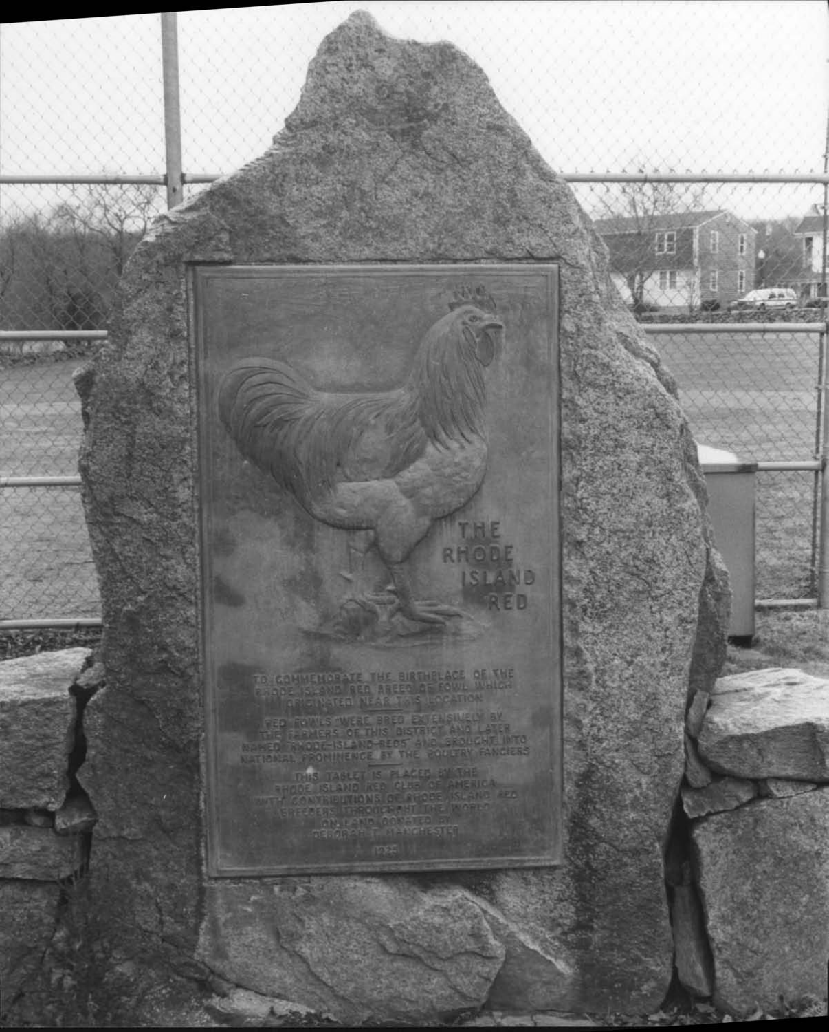THE
RHODE
ISLAND
RED

TO COMMEMORATE THE BIRTHPLACE OF THE
RHODE ISLAND RED BREED OF FOWL WHICH
ORIGINATED NEAR THIS LOCATION

RED FOWLS WERE BRED EXTENSIVELY BY
THE FARMERS OF THIS DISTRICT AND LATER
NAMED RHODE ISLAND REDS AND BROUGHT INTO
NATIONAL PROMINENCE BY THE POULTRY FANCIERS

THIS TABLET IS PLACED BY THE
RHODE ISLAND RED CLUB OF AMERICA
WITH CONTRIBUTIONS OF RHODE ISLAND RED
BREEDERS THROUGHOUT THE WORLD
ON LAND DONATED BY
DEBORAH T. MANCHESTER

1925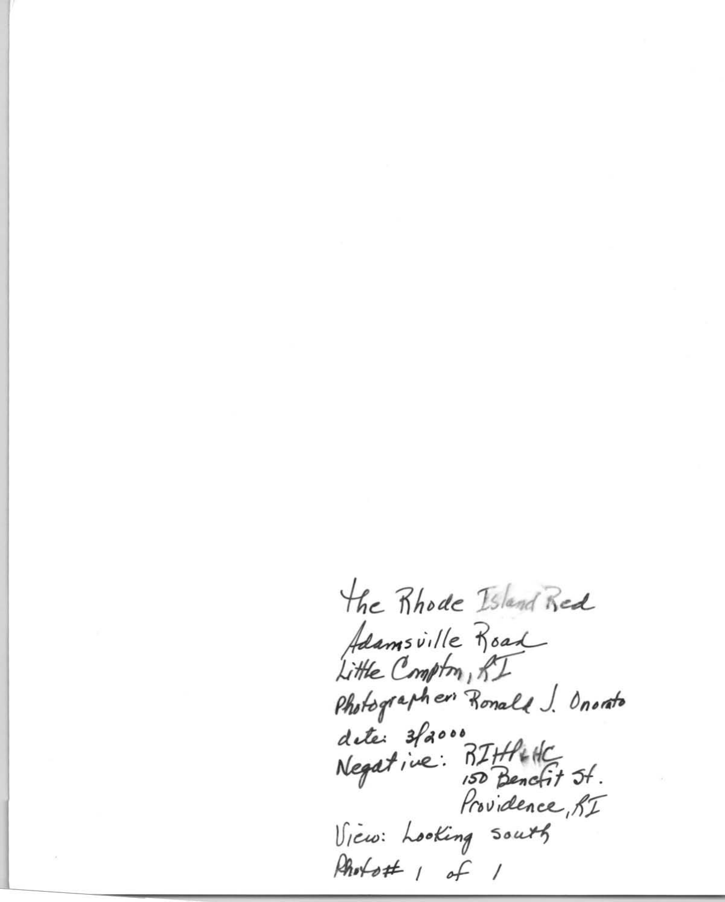The Rhode Island Red
Adamsville Road
Little Compton, RI
Photographer: Ronald J. Onorato
date: 3/2000
Negative: RIHP&HC
150 Benefit St.
Providence, RI
View: Looking south
Photo# 1 of 1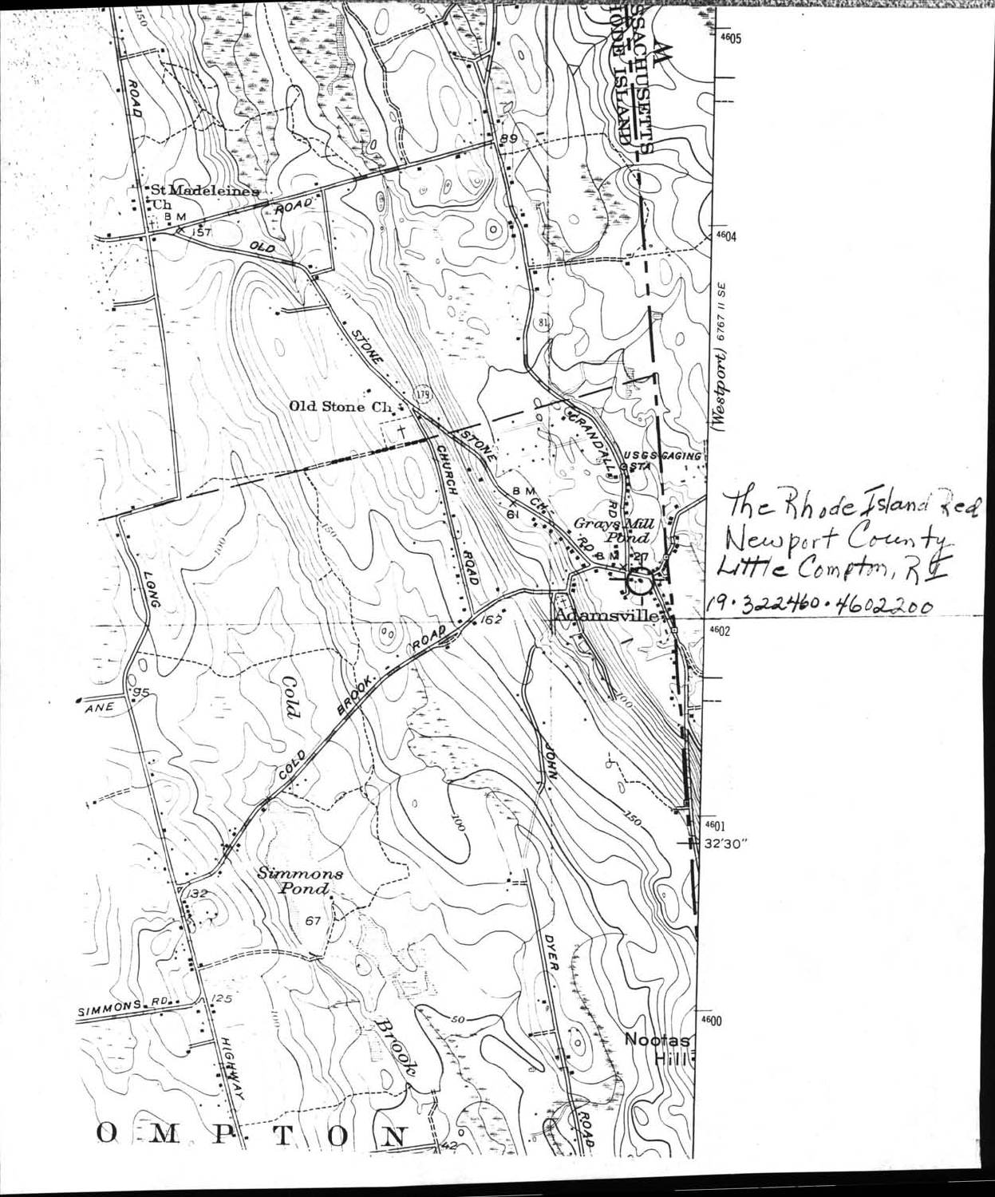The Rhode Island Red
Newport County
Little Compton, RI
19·322460·4602200

MASSACHUSETTS
RHODE ISLAND

St Madeleines Ch
BM 157
OLD STONE ROAD
Old Stone Ch.
179
STONE CHURCH ROAD
BM CH. RD 61
CRANDALL RD
USGS GAGING STA
Grays Mill Pond
BM 27
Adamsville
81
89
LONG LANE
95
Cold Brook
COLD BROOK ROAD
162
JOHN DYER ROAD
Simmons Pond
67
132
SIMMONS RD. 125
HIGHWAY
Brook
Noofas Hill
OMPTON
42
50
100
150
4605
4604
(Westport) 6767 II SE
4602
4601
32'30"
4600